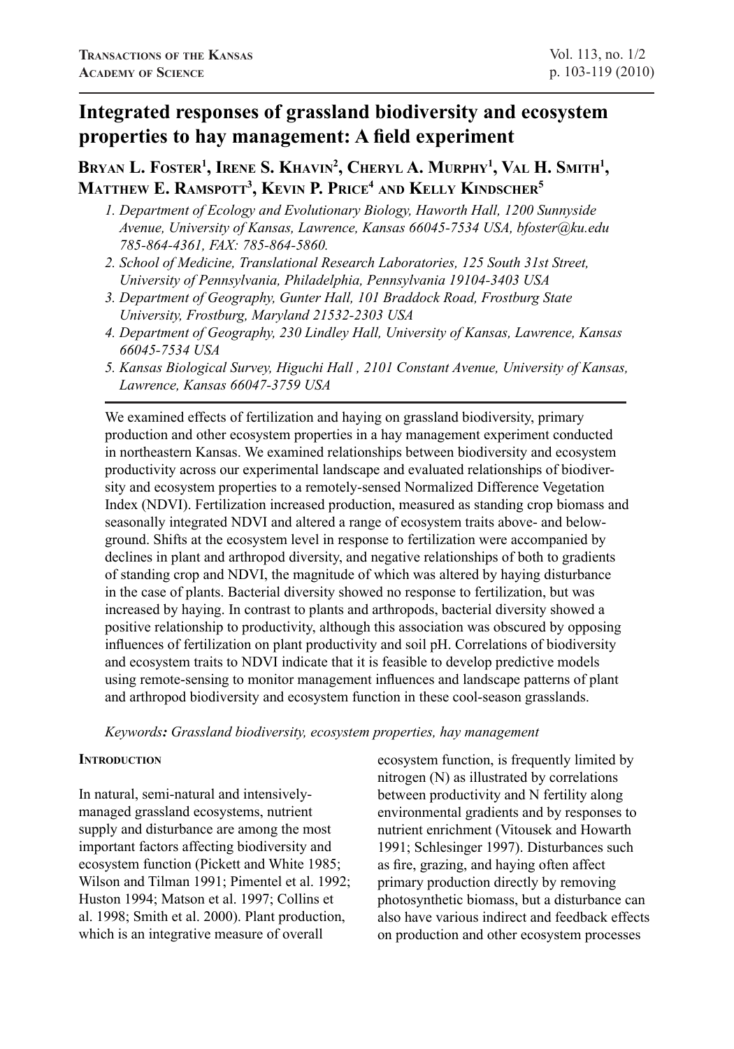# Integrated responses of grassland biodiversity and ecosystem properties to hay management: A field experiment

**Bryan L. Foster[1], Irene S. Khavin[2], Cheryl A. Murphy[1], Val H. Smith[1], Matthew E. Ramspott[3], Kevin P. Price[4] and Kelly Kindscher[5]**

1. *Department of Ecology and Evolutionary Biology, Haworth Hall, 1200 Sunnyside Avenue, University of Kansas, Lawrence, Kansas 66045-7534 USA, bfoster@ku.edu 785-864-4361, FAX: 785-864-5860.*
2. *School of Medicine, Translational Research Laboratories, 125 South 31st Street, University of Pennsylvania, Philadelphia, Pennsylvania 19104-3403 USA*
3. *Department of Geography, Gunter Hall, 101 Braddock Road, Frostburg State University, Frostburg, Maryland 21532-2303 USA*
4. *Department of Geography, 230 Lindley Hall, University of Kansas, Lawrence, Kansas 66045-7534 USA*
5. *Kansas Biological Survey, Higuchi Hall , 2101 Constant Avenue, University of Kansas, Lawrence, Kansas 66047-3759 USA*

We examined effects of fertilization and haying on grassland biodiversity, primary production and other ecosystem properties in a hay management experiment conducted in northeastern Kansas. We examined relationships between biodiversity and ecosystem productivity across our experimental landscape and evaluated relationships of biodiversity and ecosystem properties to a remotely-sensed Normalized Difference Vegetation Index (NDVI). Fertilization increased production, measured as standing crop biomass and seasonally integrated NDVI and altered a range of ecosystem traits above- and below-ground. Shifts at the ecosystem level in response to fertilization were accompanied by declines in plant and arthropod diversity, and negative relationships of both to gradients of standing crop and NDVI, the magnitude of which was altered by haying disturbance in the case of plants. Bacterial diversity showed no response to fertilization, but was increased by haying. In contrast to plants and arthropods, bacterial diversity showed a positive relationship to productivity, although this association was obscured by opposing influences of fertilization on plant productivity and soil pH. Correlations of biodiversity and ecosystem traits to NDVI indicate that it is feasible to develop predictive models using remote-sensing to monitor management influences and landscape patterns of plant and arthropod biodiversity and ecosystem function in these cool-season grasslands.

*Keywords: Grassland biodiversity, ecosystem properties, hay management*

## Introduction

In natural, semi-natural and intensively-managed grassland ecosystems, nutrient supply and disturbance are among the most important factors affecting biodiversity and ecosystem function (Pickett and White 1985; Wilson and Tilman 1991; Pimentel et al. 1992; Huston 1994; Matson et al. 1997; Collins et al. 1998; Smith et al. 2000). Plant production, which is an integrative measure of overall ecosystem function, is frequently limited by nitrogen (N) as illustrated by correlations between productivity and N fertility along environmental gradients and by responses to nutrient enrichment (Vitousek and Howarth 1991; Schlesinger 1997). Disturbances such as fire, grazing, and haying often affect primary production directly by removing photosynthetic biomass, but a disturbance can also have various indirect and feedback effects on production and other ecosystem processes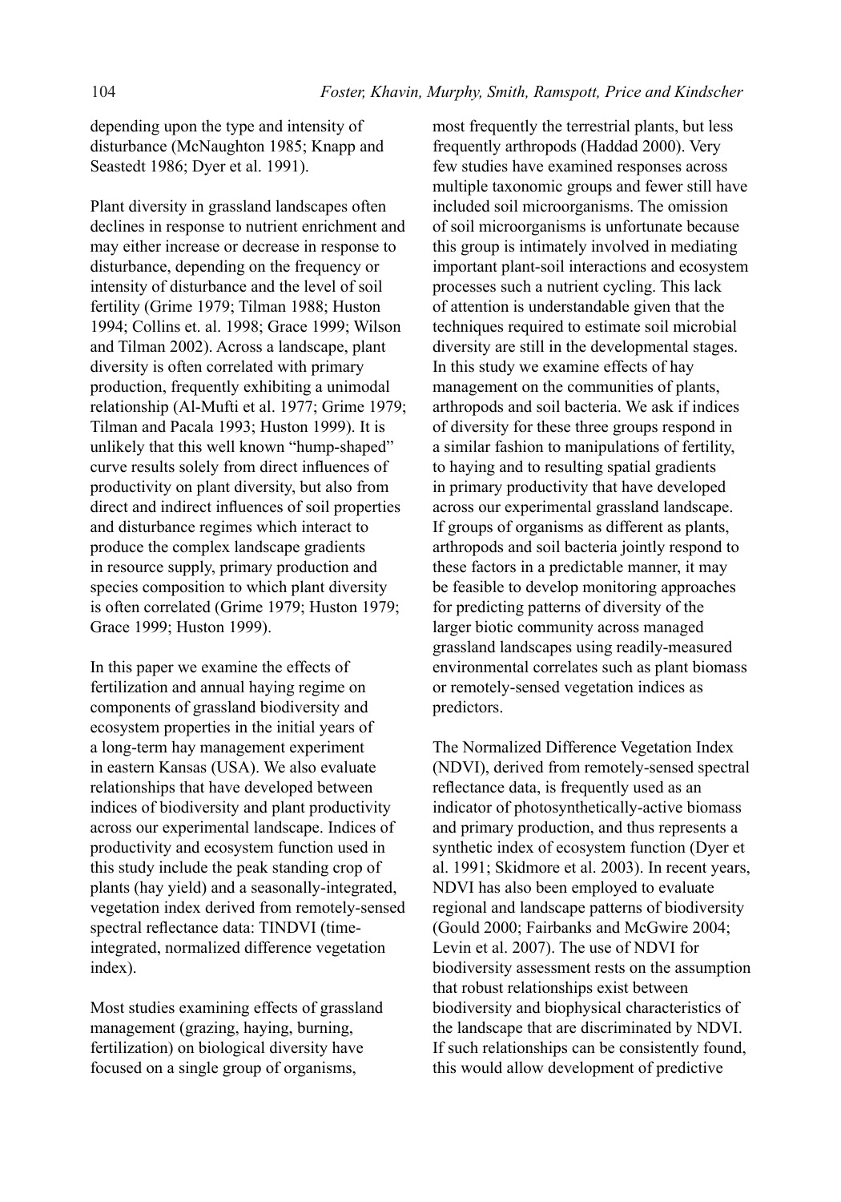depending upon the type and intensity of disturbance (McNaughton 1985; Knapp and Seastedt 1986; Dyer et al. 1991).

Plant diversity in grassland landscapes often declines in response to nutrient enrichment and may either increase or decrease in response to disturbance, depending on the frequency or intensity of disturbance and the level of soil fertility (Grime 1979; Tilman 1988; Huston 1994; Collins et. al. 1998; Grace 1999; Wilson and Tilman 2002). Across a landscape, plant diversity is often correlated with primary production, frequently exhibiting a unimodal relationship (Al-Mufti et al. 1977; Grime 1979; Tilman and Pacala 1993; Huston 1999). It is unlikely that this well known "hump-shaped" curve results solely from direct influences of productivity on plant diversity, but also from direct and indirect influences of soil properties and disturbance regimes which interact to produce the complex landscape gradients in resource supply, primary production and species composition to which plant diversity is often correlated (Grime 1979; Huston 1979; Grace 1999; Huston 1999).

In this paper we examine the effects of fertilization and annual haying regime on components of grassland biodiversity and ecosystem properties in the initial years of a long-term hay management experiment in eastern Kansas (USA). We also evaluate relationships that have developed between indices of biodiversity and plant productivity across our experimental landscape. Indices of productivity and ecosystem function used in this study include the peak standing crop of plants (hay yield) and a seasonally-integrated, vegetation index derived from remotely-sensed spectral reflectance data: TINDVI (time-integrated, normalized difference vegetation index).

Most studies examining effects of grassland management (grazing, haying, burning, fertilization) on biological diversity have focused on a single group of organisms, most frequently the terrestrial plants, but less frequently arthropods (Haddad 2000). Very few studies have examined responses across multiple taxonomic groups and fewer still have included soil microorganisms. The omission of soil microorganisms is unfortunate because this group is intimately involved in mediating important plant-soil interactions and ecosystem processes such a nutrient cycling. This lack of attention is understandable given that the techniques required to estimate soil microbial diversity are still in the developmental stages. In this study we examine effects of hay management on the communities of plants, arthropods and soil bacteria. We ask if indices of diversity for these three groups respond in a similar fashion to manipulations of fertility, to haying and to resulting spatial gradients in primary productivity that have developed across our experimental grassland landscape. If groups of organisms as different as plants, arthropods and soil bacteria jointly respond to these factors in a predictable manner, it may be feasible to develop monitoring approaches for predicting patterns of diversity of the larger biotic community across managed grassland landscapes using readily-measured environmental correlates such as plant biomass or remotely-sensed vegetation indices as predictors.

The Normalized Difference Vegetation Index (NDVI), derived from remotely-sensed spectral reflectance data, is frequently used as an indicator of photosynthetically-active biomass and primary production, and thus represents a synthetic index of ecosystem function (Dyer et al. 1991; Skidmore et al. 2003). In recent years, NDVI has also been employed to evaluate regional and landscape patterns of biodiversity (Gould 2000; Fairbanks and McGwire 2004; Levin et al. 2007). The use of NDVI for biodiversity assessment rests on the assumption that robust relationships exist between biodiversity and biophysical characteristics of the landscape that are discriminated by NDVI. If such relationships can be consistently found, this would allow development of predictive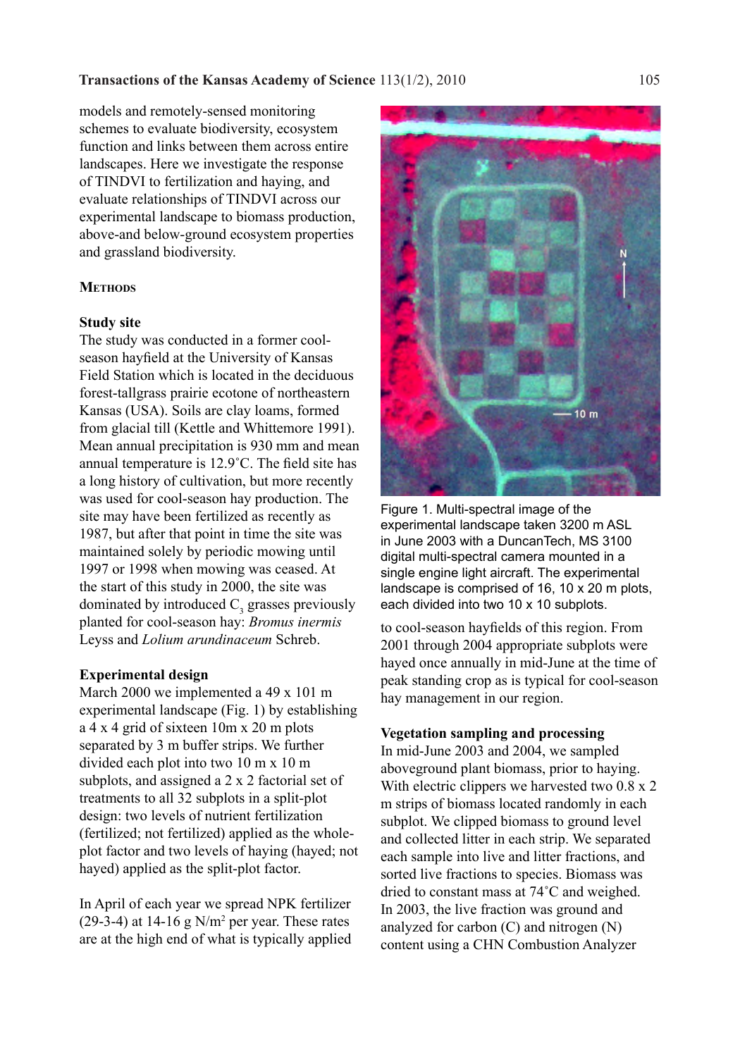models and remotely-sensed monitoring schemes to evaluate biodiversity, ecosystem function and links between them across entire landscapes. Here we investigate the response of TINDVI to fertilization and haying, and evaluate relationships of TINDVI across our experimental landscape to biomass production, above-and below-ground ecosystem properties and grassland biodiversity.

## Methods

### Study site

The study was conducted in a former cool-season hayfield at the University of Kansas Field Station which is located in the deciduous forest-tallgrass prairie ecotone of northeastern Kansas (USA). Soils are clay loams, formed from glacial till (Kettle and Whittemore 1991). Mean annual precipitation is 930 mm and mean annual temperature is 12.9˚C. The field site has a long history of cultivation, but more recently was used for cool-season hay production. The site may have been fertilized as recently as 1987, but after that point in time the site was maintained solely by periodic mowing until 1997 or 1998 when mowing was ceased. At the start of this study in 2000, the site was dominated by introduced $C_3$ grasses previously planted for cool-season hay: *Bromus inermis* Leyss and *Lolium arundinaceum* Schreb.

### Experimental design

March 2000 we implemented a 49 x 101 m experimental landscape (Fig. 1) by establishing a 4 x 4 grid of sixteen 10m x 20 m plots separated by 3 m buffer strips. We further divided each plot into two 10 m x 10 m subplots, and assigned a 2 x 2 factorial set of treatments to all 32 subplots in a split-plot design: two levels of nutrient fertilization (fertilized; not fertilized) applied as the whole-plot factor and two levels of haying (hayed; not hayed) applied as the split-plot factor.

In April of each year we spread NPK fertilizer (29-3-4) at 14-16 g N/m$^2$ per year. These rates are at the high end of what is typically applied to cool-season hayfields of this region. From 2001 through 2004 appropriate subplots were hayed once annually in mid-June at the time of peak standing crop as is typical for cool-season hay management in our region.

Figure 1. Multi-spectral image of the experimental landscape taken 3200 m ASL in June 2003 with a DuncanTech, MS 3100 digital multi-spectral camera mounted in a single engine light aircraft. The experimental landscape is comprised of 16, 10 x 20 m plots, each divided into two 10 x 10 subplots.

### Vegetation sampling and processing

In mid-June 2003 and 2004, we sampled aboveground plant biomass, prior to haying. With electric clippers we harvested two 0.8 x 2 m strips of biomass located randomly in each subplot. We clipped biomass to ground level and collected litter in each strip. We separated each sample into live and litter fractions, and sorted live fractions to species. Biomass was dried to constant mass at 74˚C and weighed. In 2003, the live fraction was ground and analyzed for carbon (C) and nitrogen (N) content using a CHN Combustion Analyzer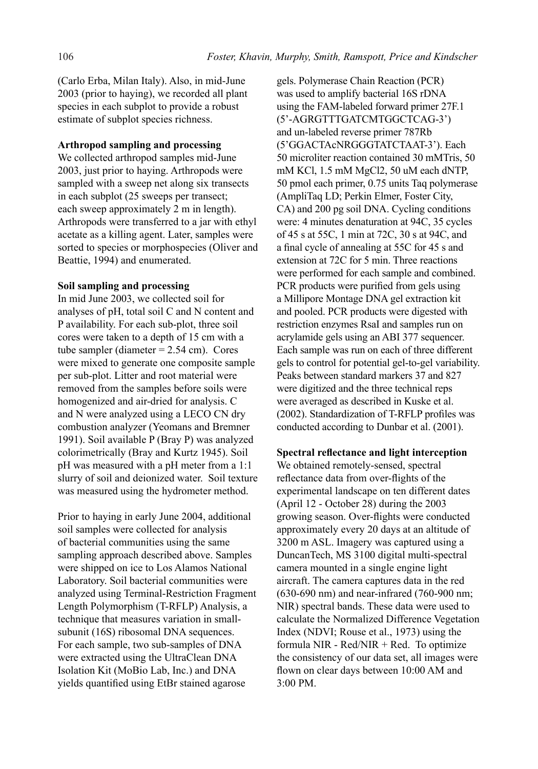(Carlo Erba, Milan Italy). Also, in mid-June 2003 (prior to haying), we recorded all plant species in each subplot to provide a robust estimate of subplot species richness.

**Arthropod sampling and processing**

We collected arthropod samples mid-June 2003, just prior to haying. Arthropods were sampled with a sweep net along six transects in each subplot (25 sweeps per transect; each sweep approximately 2 m in length). Arthropods were transferred to a jar with ethyl acetate as a killing agent. Later, samples were sorted to species or morphospecies (Oliver and Beattie, 1994) and enumerated.

**Soil sampling and processing**

In mid June 2003, we collected soil for analyses of pH, total soil C and N content and P availability. For each sub-plot, three soil cores were taken to a depth of 15 cm with a tube sampler (diameter = 2.54 cm). Cores were mixed to generate one composite sample per sub-plot. Litter and root material were removed from the samples before soils were homogenized and air-dried for analysis. C and N were analyzed using a LECO CN dry combustion analyzer (Yeomans and Bremner 1991). Soil available P (Bray P) was analyzed colorimetrically (Bray and Kurtz 1945). Soil pH was measured with a pH meter from a 1:1 slurry of soil and deionized water. Soil texture was measured using the hydrometer method.

Prior to haying in early June 2004, additional soil samples were collected for analysis of bacterial communities using the same sampling approach described above. Samples were shipped on ice to Los Alamos National Laboratory. Soil bacterial communities were analyzed using Terminal-Restriction Fragment Length Polymorphism (T-RFLP) Analysis, a technique that measures variation in small-subunit (16S) ribosomal DNA sequences. For each sample, two sub-samples of DNA were extracted using the UltraClean DNA Isolation Kit (MoBio Lab, Inc.) and DNA yields quantified using EtBr stained agarose gels. Polymerase Chain Reaction (PCR) was used to amplify bacterial 16S rDNA using the FAM-labeled forward primer 27F.1 (5'-AGRGTTTGATCMTGGCTCAG-3') and un-labeled reverse primer 787Rb (5'GGACTAcNRGGGTATCTAAT-3'). Each 50 microliter reaction contained 30 mMTris, 50 mM KCl, 1.5 mM $MgCl_2$, 50 uM each dNTP, 50 pmol each primer, 0.75 units Taq polymerase (AmpliTaq LD; Perkin Elmer, Foster City, CA) and 200 pg soil DNA. Cycling conditions were: 4 minutes denaturation at 94C, 35 cycles of 45 s at 55C, 1 min at 72C, 30 s at 94C, and a final cycle of annealing at 55C for 45 s and extension at 72C for 5 min. Three reactions were performed for each sample and combined. PCR products were purified from gels using a Millipore Montage DNA gel extraction kit and pooled. PCR products were digested with restriction enzymes RsaI and samples run on acrylamide gels using an ABI 377 sequencer. Each sample was run on each of three different gels to control for potential gel-to-gel variability. Peaks between standard markers 37 and 827 were digitized and the three technical reps were averaged as described in Kuske et al. (2002). Standardization of T-RFLP profiles was conducted according to Dunbar et al. (2001).

**Spectral reflectance and light interception**

We obtained remotely-sensed, spectral reflectance data from over-flights of the experimental landscape on ten different dates (April 12 - October 28) during the 2003 growing season. Over-flights were conducted approximately every 20 days at an altitude of 3200 m ASL. Imagery was captured using a DuncanTech, MS 3100 digital multi-spectral camera mounted in a single engine light aircraft. The camera captures data in the red (630-690 nm) and near-infrared (760-900 nm; NIR) spectral bands. These data were used to calculate the Normalized Difference Vegetation Index (NDVI; Rouse et al., 1973) using the formula NIR - Red/NIR + Red. To optimize the consistency of our data set, all images were flown on clear days between 10:00 AM and 3:00 PM.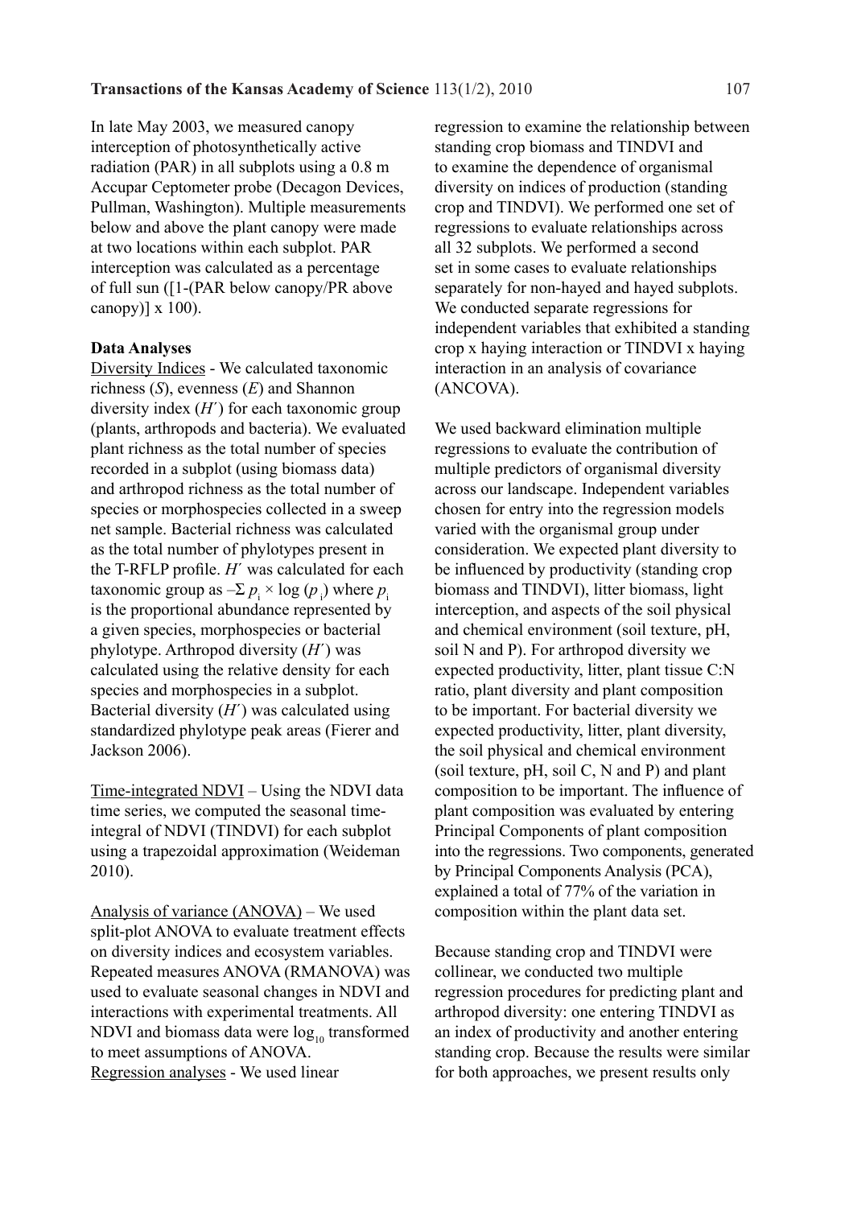In late May 2003, we measured canopy interception of photosynthetically active radiation (PAR) in all subplots using a 0.8 m Accupar Ceptometer probe (Decagon Devices, Pullman, Washington). Multiple measurements below and above the plant canopy were made at two locations within each subplot. PAR interception was calculated as a percentage of full sun ([1-(PAR below canopy/PR above canopy)] x 100).

**Data Analyses**

Diversity Indices - We calculated taxonomic richness (*S*), evenness (*E*) and Shannon diversity index (*H*´) for each taxonomic group (plants, arthropods and bacteria). We evaluated plant richness as the total number of species recorded in a subplot (using biomass data) and arthropod richness as the total number of species or morphospecies collected in a sweep net sample. Bacterial richness was calculated as the total number of phylotypes present in the T-RFLP profile. *H*´ was calculated for each taxonomic group as $-\Sigma\, p_i \times \log(p_i)$ where $p_i$ is the proportional abundance represented by a given species, morphospecies or bacterial phylotype. Arthropod diversity (*H*´) was calculated using the relative density for each species and morphospecies in a subplot. Bacterial diversity (*H*´) was calculated using standardized phylotype peak areas (Fierer and Jackson 2006).

Time-integrated NDVI – Using the NDVI data time series, we computed the seasonal time-integral of NDVI (TINDVI) for each subplot using a trapezoidal approximation (Weideman 2010).

Analysis of variance (ANOVA) – We used split-plot ANOVA to evaluate treatment effects on diversity indices and ecosystem variables. Repeated measures ANOVA (RMANOVA) was used to evaluate seasonal changes in NDVI and interactions with experimental treatments. All NDVI and biomass data were $\log_{10}$ transformed to meet assumptions of ANOVA.

Regression analyses - We used linear regression to examine the relationship between standing crop biomass and TINDVI and to examine the dependence of organismal diversity on indices of production (standing crop and TINDVI). We performed one set of regressions to evaluate relationships across all 32 subplots. We performed a second set in some cases to evaluate relationships separately for non-hayed and hayed subplots. We conducted separate regressions for independent variables that exhibited a standing crop x haying interaction or TINDVI x haying interaction in an analysis of covariance (ANCOVA).

We used backward elimination multiple regressions to evaluate the contribution of multiple predictors of organismal diversity across our landscape. Independent variables chosen for entry into the regression models varied with the organismal group under consideration. We expected plant diversity to be influenced by productivity (standing crop biomass and TINDVI), litter biomass, light interception, and aspects of the soil physical and chemical environment (soil texture, pH, soil N and P). For arthropod diversity we expected productivity, litter, plant tissue C:N ratio, plant diversity and plant composition to be important. For bacterial diversity we expected productivity, litter, plant diversity, the soil physical and chemical environment (soil texture, pH, soil C, N and P) and plant composition to be important. The influence of plant composition was evaluated by entering Principal Components of plant composition into the regressions. Two components, generated by Principal Components Analysis (PCA), explained a total of 77% of the variation in composition within the plant data set.

Because standing crop and TINDVI were collinear, we conducted two multiple regression procedures for predicting plant and arthropod diversity: one entering TINDVI as an index of productivity and another entering standing crop. Because the results were similar for both approaches, we present results only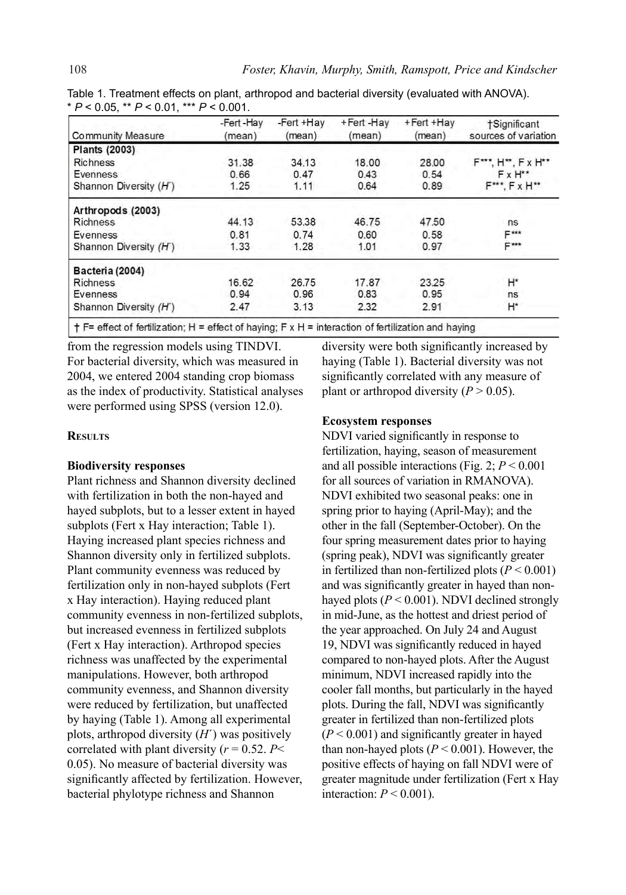Table 1. Treatment effects on plant, arthropod and bacterial diversity (evaluated with ANOVA). * $P < 0.05$, ** $P < 0.01$, *** $P < 0.001$.

| Community Measure | -Fert -Hay (mean) | -Fert +Hay (mean) | +Fert -Hay (mean) | +Fert +Hay (mean) | †Significant sources of variation |
|---|---|---|---|---|---|
| **Plants (2003)** | | | | | |
| Richness | 31.38 | 34.13 | 18.00 | 28.00 | F***, H**, F x H** |
| Evenness | 0.66 | 0.47 | 0.43 | 0.54 | F x H** |
| Shannon Diversity ($H'$) | 1.25 | 1.11 | 0.64 | 0.89 | F***, F x H** |
| **Arthropods (2003)** | | | | | |
| Richness | 44.13 | 53.38 | 46.75 | 47.50 | ns |
| Evenness | 0.81 | 0.74 | 0.60 | 0.58 | F*** |
| Shannon Diversity ($H'$) | 1.33 | 1.28 | 1.01 | 0.97 | F*** |
| **Bacteria (2004)** | | | | | |
| Richness | 16.62 | 26.75 | 17.87 | 23.25 | H* |
| Evenness | 0.94 | 0.96 | 0.83 | 0.95 | ns |
| Shannon Diversity ($H'$) | 2.47 | 3.13 | 2.32 | 2.91 | H* |

† F= effect of fertilization; H = effect of haying; F x H = interaction of fertilization and haying

from the regression models using TINDVI. For bacterial diversity, which was measured in 2004, we entered 2004 standing crop biomass as the index of productivity. Statistical analyses were performed using SPSS (version 12.0).

## Results

### Biodiversity responses

Plant richness and Shannon diversity declined with fertilization in both the non-hayed and hayed subplots, but to a lesser extent in hayed subplots (Fert x Hay interaction; Table 1). Haying increased plant species richness and Shannon diversity only in fertilized subplots. Plant community evenness was reduced by fertilization only in non-hayed subplots (Fert x Hay interaction). Haying reduced plant community evenness in non-fertilized subplots, but increased evenness in fertilized subplots (Fert x Hay interaction). Arthropod species richness was unaffected by the experimental manipulations. However, both arthropod community evenness, and Shannon diversity were reduced by fertilization, but unaffected by haying (Table 1). Among all experimental plots, arthropod diversity ($H'$) was positively correlated with plant diversity ($r = 0.52$. $P < 0.05$). No measure of bacterial diversity was significantly affected by fertilization. However, bacterial phylotype richness and Shannon diversity were both significantly increased by haying (Table 1). Bacterial diversity was not significantly correlated with any measure of plant or arthropod diversity ($P > 0.05$).

### Ecosystem responses

NDVI varied significantly in response to fertilization, haying, season of measurement and all possible interactions (Fig. 2; $P < 0.001$ for all sources of variation in RMANOVA). NDVI exhibited two seasonal peaks: one in spring prior to haying (April-May); and the other in the fall (September-October). On the four spring measurement dates prior to haying (spring peak), NDVI was significantly greater in fertilized than non-fertilized plots ($P < 0.001$) and was significantly greater in hayed than non-hayed plots ($P < 0.001$). NDVI declined strongly in mid-June, as the hottest and driest period of the year approached. On July 24 and August 19, NDVI was significantly reduced in hayed compared to non-hayed plots. After the August minimum, NDVI increased rapidly into the cooler fall months, but particularly in the hayed plots. During the fall, NDVI was significantly greater in fertilized than non-fertilized plots ($P < 0.001$) and significantly greater in hayed than non-hayed plots ($P < 0.001$). However, the positive effects of haying on fall NDVI were of greater magnitude under fertilization (Fert x Hay interaction: $P < 0.001$).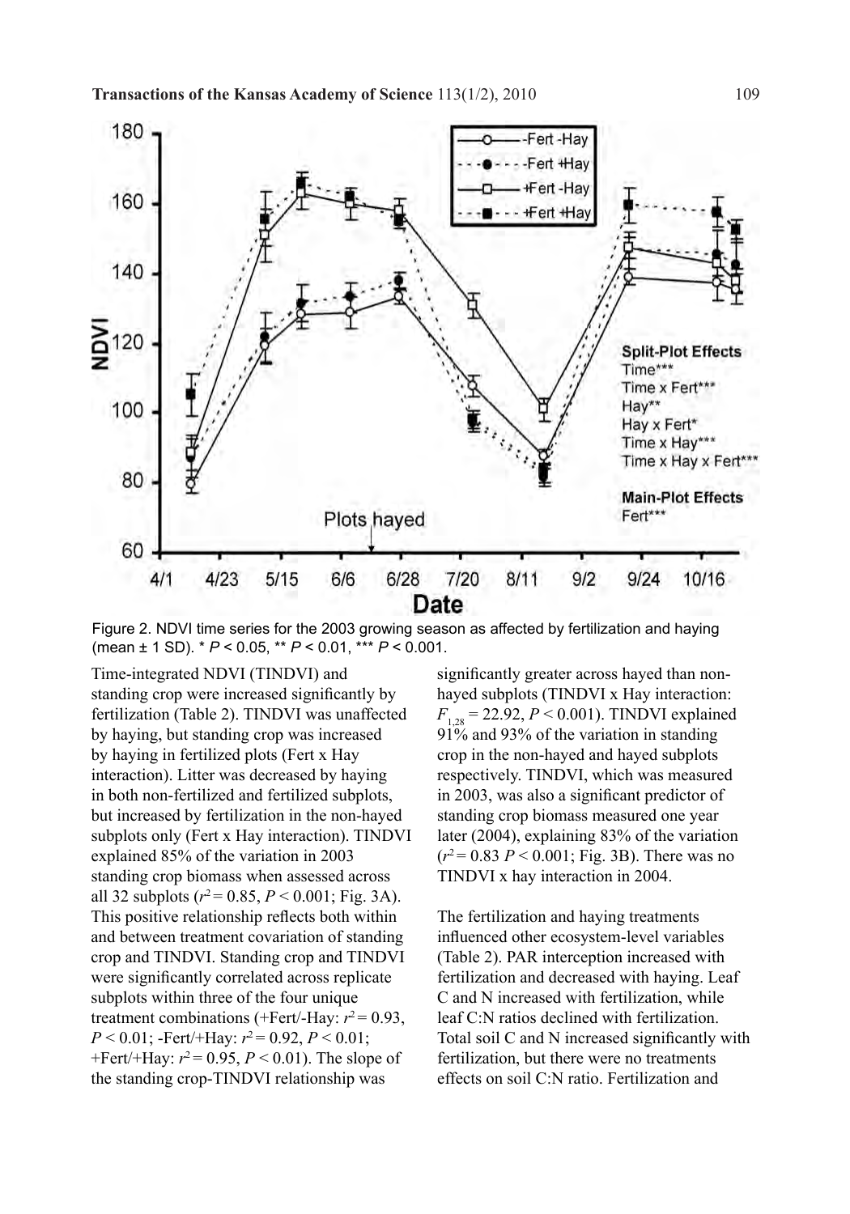Figure 2. NDVI time series for the 2003 growing season as affected by fertilization and haying (mean ± 1 SD). * $P < 0.05$, ** $P < 0.01$, *** $P < 0.001$.

Time-integrated NDVI (TINDVI) and standing crop were increased significantly by fertilization (Table 2). TINDVI was unaffected by haying, but standing crop was increased by haying in fertilized plots (Fert x Hay interaction). Litter was decreased by haying in both non-fertilized and fertilized subplots, but increased by fertilization in the non-hayed subplots only (Fert x Hay interaction). TINDVI explained 85% of the variation in 2003 standing crop biomass when assessed across all 32 subplots ($r^2 = 0.85$, $P < 0.001$; Fig. 3A). This positive relationship reflects both within and between treatment covariation of standing crop and TINDVI. Standing crop and TINDVI were significantly correlated across replicate subplots within three of the four unique treatment combinations (+Fert/-Hay: $r^2 = 0.93$, $P < 0.01$; -Fert/+Hay: $r^2 = 0.92$, $P < 0.01$; +Fert/+Hay: $r^2 = 0.95$, $P < 0.01$). The slope of the standing crop-TINDVI relationship was significantly greater across hayed than non-hayed subplots (TINDVI x Hay interaction: $F_{1,28} = 22.92$, $P < 0.001$). TINDVI explained 91% and 93% of the variation in standing crop in the non-hayed and hayed subplots respectively. TINDVI, which was measured in 2003, was also a significant predictor of standing crop biomass measured one year later (2004), explaining 83% of the variation ($r^2 = 0.83$ $P < 0.001$; Fig. 3B). There was no TINDVI x hay interaction in 2004.

The fertilization and haying treatments influenced other ecosystem-level variables (Table 2). PAR interception increased with fertilization and decreased with haying. Leaf C and N increased with fertilization, while leaf C:N ratios declined with fertilization. Total soil C and N increased significantly with fertilization, but there were no treatments effects on soil C:N ratio. Fertilization and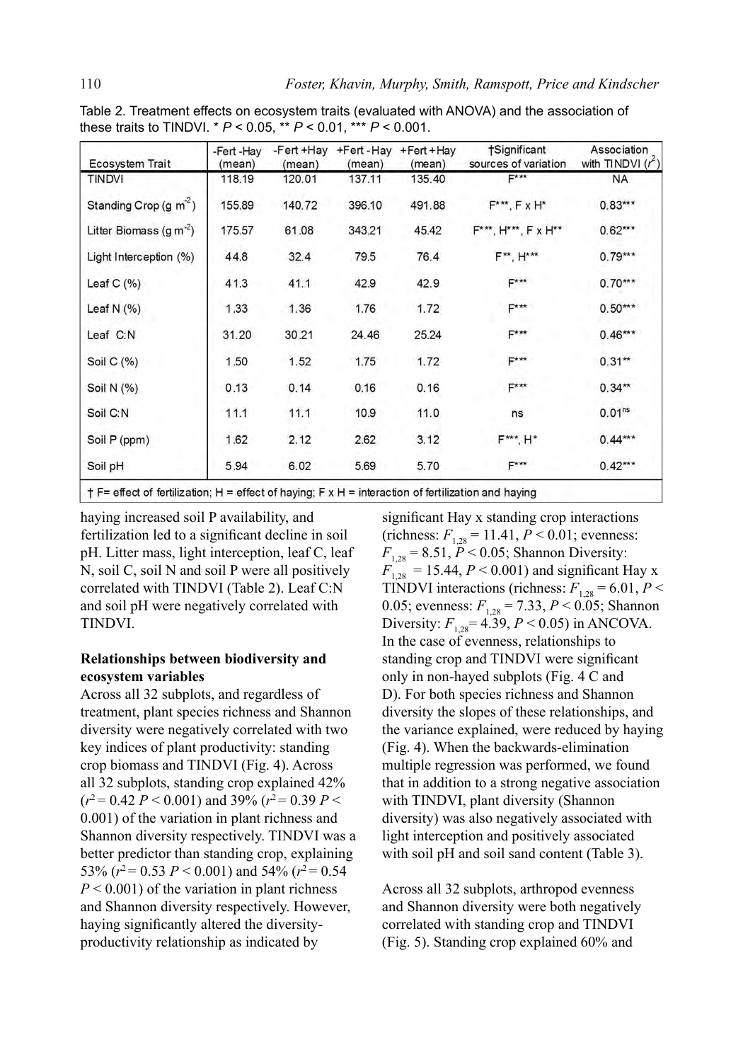Table 2. Treatment effects on ecosystem traits (evaluated with ANOVA) and the association of these traits to TINDVI. * $P < 0.05$, ** $P < 0.01$, *** $P < 0.001$.

| Ecosystem Trait | -Fert -Hay (mean) | -Fert +Hay (mean) | +Fert -Hay (mean) | +Fert +Hay (mean) | †Significant sources of variation | Association with TINDVI ($r^2$) |
|---|---|---|---|---|---|---|
| TINDVI | 118.19 | 120.01 | 137.11 | 135.40 | F*** | NA |
| Standing Crop (g $m^{-2}$) | 155.89 | 140.72 | 396.10 | 491.88 | F***, F x H* | 0.83*** |
| Litter Biomass (g $m^{-2}$) | 175.57 | 61.08 | 343.21 | 45.42 | F***, H***, F x H** | 0.62*** |
| Light Interception (%) | 44.8 | 32.4 | 79.5 | 76.4 | F**, H*** | 0.79*** |
| Leaf C (%) | 41.3 | 41.1 | 42.9 | 42.9 | F*** | 0.70*** |
| Leaf N (%) | 1.33 | 1.36 | 1.76 | 1.72 | F*** | 0.50*** |
| Leaf C:N | 31.20 | 30.21 | 24.46 | 25.24 | F*** | 0.46*** |
| Soil C (%) | 1.50 | 1.52 | 1.75 | 1.72 | F*** | 0.31** |
| Soil N (%) | 0.13 | 0.14 | 0.16 | 0.16 | F*** | 0.34** |
| Soil C:N | 11.1 | 11.1 | 10.9 | 11.0 | ns | 0.01$^{ns}$ |
| Soil P (ppm) | 1.62 | 2.12 | 2.62 | 3.12 | F***, H* | 0.44*** |
| Soil pH | 5.94 | 6.02 | 5.69 | 5.70 | F*** | 0.42*** |

† F= effect of fertilization; H = effect of haying; F x H = interaction of fertilization and haying

haying increased soil P availability, and fertilization led to a significant decline in soil pH. Litter mass, light interception, leaf C, leaf N, soil C, soil N and soil P were all positively correlated with TINDVI (Table 2). Leaf C:N and soil pH were negatively correlated with TINDVI.

**Relationships between biodiversity and ecosystem variables**

Across all 32 subplots, and regardless of treatment, plant species richness and Shannon diversity were negatively correlated with two key indices of plant productivity: standing crop biomass and TINDVI (Fig. 4). Across all 32 subplots, standing crop explained 42% ($r^2 = 0.42$ $P < 0.001$) and 39% ($r^2 = 0.39$ $P < 0.001$) of the variation in plant richness and Shannon diversity respectively. TINDVI was a better predictor than standing crop, explaining 53% ($r^2 = 0.53$ $P < 0.001$) and 54% ($r^2 = 0.54$ $P < 0.001$) of the variation in plant richness and Shannon diversity respectively. However, haying significantly altered the diversity-productivity relationship as indicated by significant Hay x standing crop interactions (richness: $F_{1,28} = 11.41$, $P < 0.01$; evenness: $F_{1,28} = 8.51$, $P < 0.05$; Shannon Diversity: $F_{1,28} = 15.44$, $P < 0.001$) and significant Hay x TINDVI interactions (richness: $F_{1,28} = 6.01$, $P < 0.05$; evenness: $F_{1,28} = 7.33$, $P < 0.05$; Shannon Diversity: $F_{1,28} = 4.39$, $P < 0.05$) in ANCOVA. In the case of evenness, relationships to standing crop and TINDVI were significant only in non-hayed subplots (Fig. 4 C and D). For both species richness and Shannon diversity the slopes of these relationships, and the variance explained, were reduced by haying (Fig. 4). When the backwards-elimination multiple regression was performed, we found that in addition to a strong negative association with TINDVI, plant diversity (Shannon diversity) was also negatively associated with light interception and positively associated with soil pH and soil sand content (Table 3).

Across all 32 subplots, arthropod evenness and Shannon diversity were both negatively correlated with standing crop and TINDVI (Fig. 5). Standing crop explained 60% and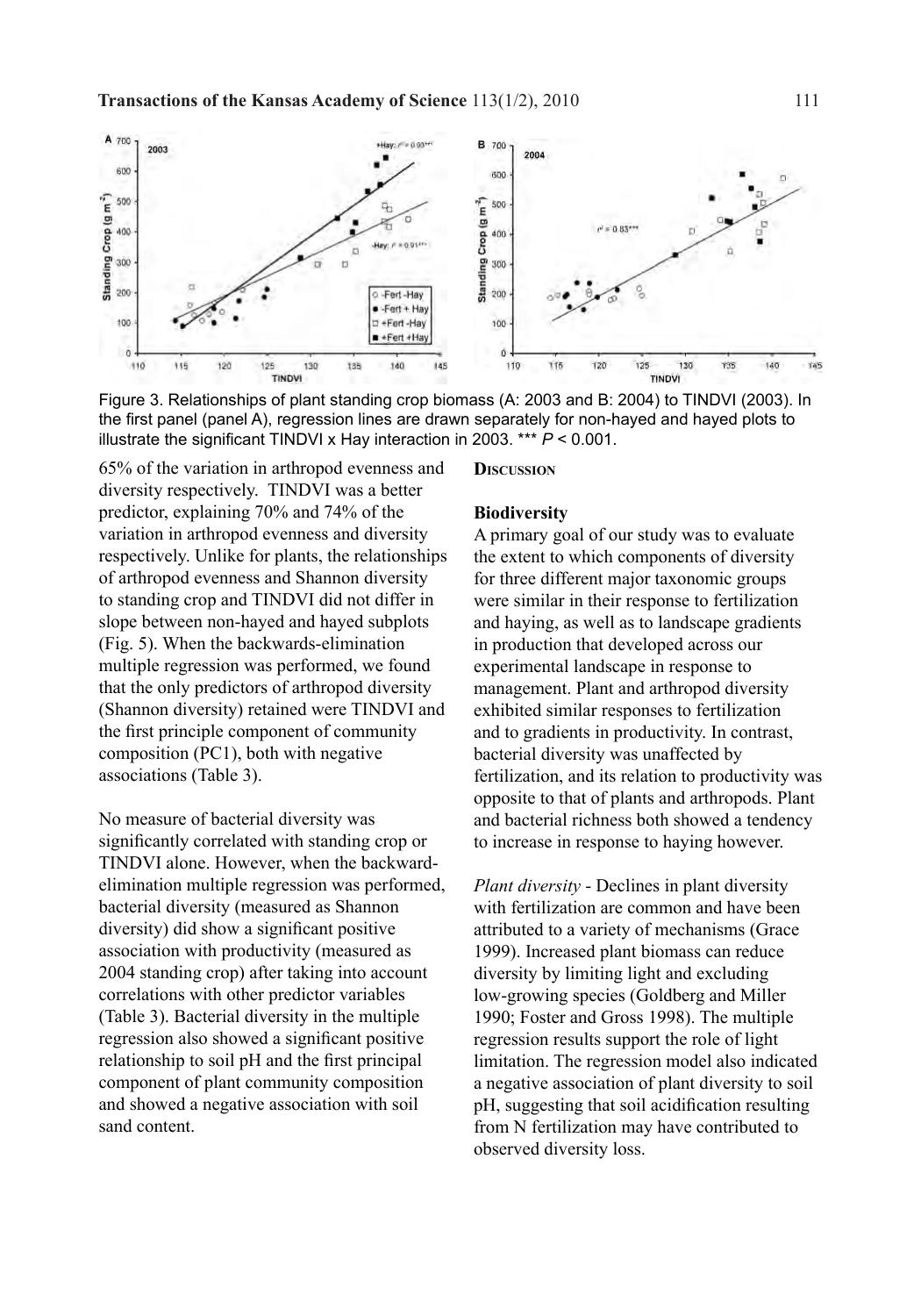Figure 3. Relationships of plant standing crop biomass (A: 2003 and B: 2004) to TINDVI (2003). In the first panel (panel A), regression lines are drawn separately for non-hayed and hayed plots to illustrate the significant TINDVI x Hay interaction in 2003. *** $P < 0.001$.

65% of the variation in arthropod evenness and diversity respectively. TINDVI was a better predictor, explaining 70% and 74% of the variation in arthropod evenness and diversity respectively. Unlike for plants, the relationships of arthropod evenness and Shannon diversity to standing crop and TINDVI did not differ in slope between non-hayed and hayed subplots (Fig. 5). When the backwards-elimination multiple regression was performed, we found that the only predictors of arthropod diversity (Shannon diversity) retained were TINDVI and the first principle component of community composition (PC1), both with negative associations (Table 3).

No measure of bacterial diversity was significantly correlated with standing crop or TINDVI alone. However, when the backward-elimination multiple regression was performed, bacterial diversity (measured as Shannon diversity) did show a significant positive association with productivity (measured as 2004 standing crop) after taking into account correlations with other predictor variables (Table 3). Bacterial diversity in the multiple regression also showed a significant positive relationship to soil pH and the first principal component of plant community composition and showed a negative association with soil sand content.

## Discussion

### Biodiversity

A primary goal of our study was to evaluate the extent to which components of diversity for three different major taxonomic groups were similar in their response to fertilization and haying, as well as to landscape gradients in production that developed across our experimental landscape in response to management. Plant and arthropod diversity exhibited similar responses to fertilization and to gradients in productivity. In contrast, bacterial diversity was unaffected by fertilization, and its relation to productivity was opposite to that of plants and arthropods. Plant and bacterial richness both showed a tendency to increase in response to haying however.

*Plant diversity* - Declines in plant diversity with fertilization are common and have been attributed to a variety of mechanisms (Grace 1999). Increased plant biomass can reduce diversity by limiting light and excluding low-growing species (Goldberg and Miller 1990; Foster and Gross 1998). The multiple regression results support the role of light limitation. The regression model also indicated a negative association of plant diversity to soil pH, suggesting that soil acidification resulting from N fertilization may have contributed to observed diversity loss.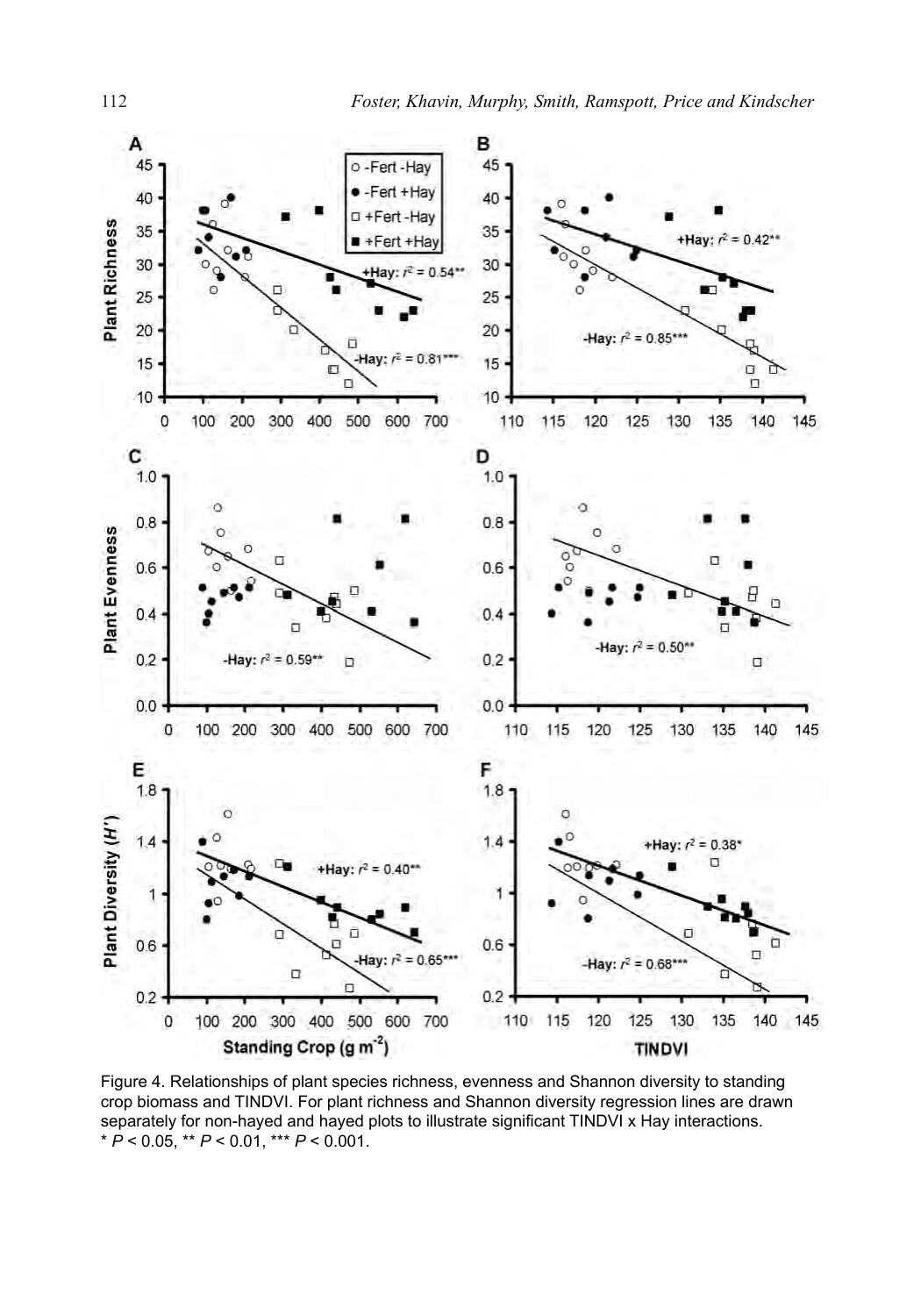Figure 4. Relationships of plant species richness, evenness and Shannon diversity to standing crop biomass and TINDVI. For plant richness and Shannon diversity regression lines are drawn separately for non-hayed and hayed plots to illustrate significant TINDVI x Hay interactions. * $P < 0.05$, ** $P < 0.01$, *** $P < 0.001$.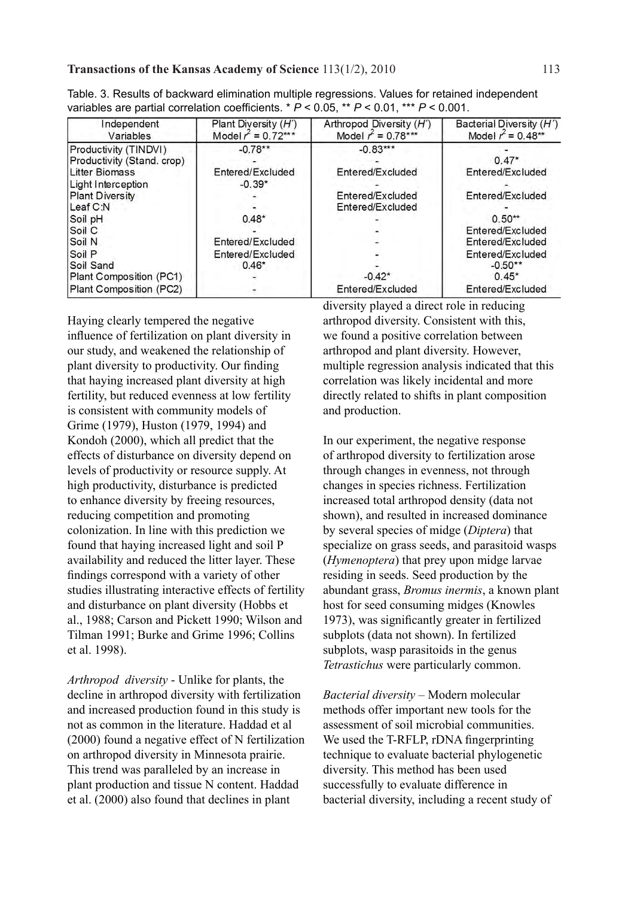Table. 3. Results of backward elimination multiple regressions. Values for retained independent variables are partial correlation coefficients. * $P < 0.05$, ** $P < 0.01$, *** $P < 0.001$.

| Independent Variables | Plant Diversity ($H'$) Model $r^2 = 0.72$*** | Arthropod Diversity ($H'$) Model $r^2 = 0.78$*** | Bacterial Diversity ($H'$) Model $r^2 = 0.48$** |
|---|---|---|---|
| Productivity (TINDVI) | -0.78** | -0.83*** | - |
| Productivity (Stand. crop) | - | - | 0.47* |
| Litter Biomass | Entered/Excluded | Entered/Excluded | Entered/Excluded |
| Light Interception | -0.39* | - | - |
| Plant Diversity | - | Entered/Excluded | Entered/Excluded |
| Leaf C:N | - | Entered/Excluded | - |
| Soil pH | 0.48* | - | 0.50** |
| Soil C | - | - | Entered/Excluded |
| Soil N | Entered/Excluded | - | Entered/Excluded |
| Soil P | Entered/Excluded | - | Entered/Excluded |
| Soil Sand | 0.46* | - | -0.50** |
| Plant Composition (PC1) | - | -0.42* | 0.45* |
| Plant Composition (PC2) | - | Entered/Excluded | Entered/Excluded |

Haying clearly tempered the negative influence of fertilization on plant diversity in our study, and weakened the relationship of plant diversity to productivity. Our finding that haying increased plant diversity at high fertility, but reduced evenness at low fertility is consistent with community models of Grime (1979), Huston (1979, 1994) and Kondoh (2000), which all predict that the effects of disturbance on diversity depend on levels of productivity or resource supply. At high productivity, disturbance is predicted to enhance diversity by freeing resources, reducing competition and promoting colonization. In line with this prediction we found that haying increased light and soil P availability and reduced the litter layer. These findings correspond with a variety of other studies illustrating interactive effects of fertility and disturbance on plant diversity (Hobbs et al., 1988; Carson and Pickett 1990; Wilson and Tilman 1991; Burke and Grime 1996; Collins et al. 1998).

*Arthropod diversity* - Unlike for plants, the decline in arthropod diversity with fertilization and increased production found in this study is not as common in the literature. Haddad et al (2000) found a negative effect of N fertilization on arthropod diversity in Minnesota prairie. This trend was paralleled by an increase in plant production and tissue N content. Haddad et al. (2000) also found that declines in plant diversity played a direct role in reducing arthropod diversity. Consistent with this, we found a positive correlation between arthropod and plant diversity. However, multiple regression analysis indicated that this correlation was likely incidental and more directly related to shifts in plant composition and production.

In our experiment, the negative response of arthropod diversity to fertilization arose through changes in evenness, not through changes in species richness. Fertilization increased total arthropod density (data not shown), and resulted in increased dominance by several species of midge (*Diptera*) that specialize on grass seeds, and parasitoid wasps (*Hymenoptera*) that prey upon midge larvae residing in seeds. Seed production by the abundant grass, *Bromus inermis*, a known plant host for seed consuming midges (Knowles 1973), was significantly greater in fertilized subplots (data not shown). In fertilized subplots, wasp parasitoids in the genus *Tetrastichus* were particularly common.

*Bacterial diversity* – Modern molecular methods offer important new tools for the assessment of soil microbial communities. We used the T-RFLP, rDNA fingerprinting technique to evaluate bacterial phylogenetic diversity. This method has been used successfully to evaluate difference in bacterial diversity, including a recent study of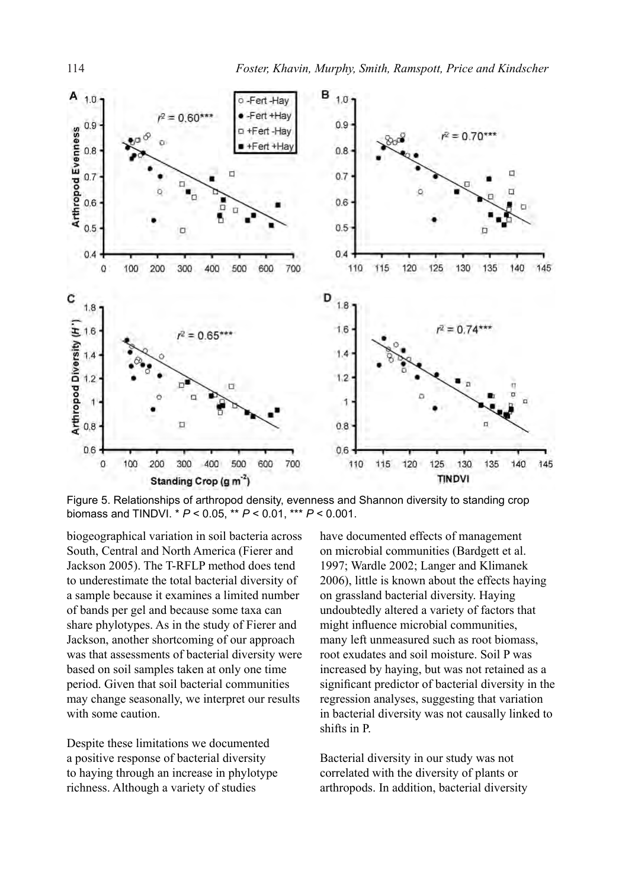Figure 5. Relationships of arthropod density, evenness and Shannon diversity to standing crop biomass and TINDVI. * $P < 0.05$, ** $P < 0.01$, *** $P < 0.001$.

biogeographical variation in soil bacteria across South, Central and North America (Fierer and Jackson 2005). The T-RFLP method does tend to underestimate the total bacterial diversity of a sample because it examines a limited number of bands per gel and because some taxa can share phylotypes. As in the study of Fierer and Jackson, another shortcoming of our approach was that assessments of bacterial diversity were based on soil samples taken at only one time period. Given that soil bacterial communities may change seasonally, we interpret our results with some caution.

Despite these limitations we documented a positive response of bacterial diversity to haying through an increase in phylotype richness. Although a variety of studies have documented effects of management on microbial communities (Bardgett et al. 1997; Wardle 2002; Langer and Klimanek 2006), little is known about the effects haying on grassland bacterial diversity. Haying undoubtedly altered a variety of factors that might influence microbial communities, many left unmeasured such as root biomass, root exudates and soil moisture. Soil P was increased by haying, but was not retained as a significant predictor of bacterial diversity in the regression analyses, suggesting that variation in bacterial diversity was not causally linked to shifts in P.

Bacterial diversity in our study was not correlated with the diversity of plants or arthropods. In addition, bacterial diversity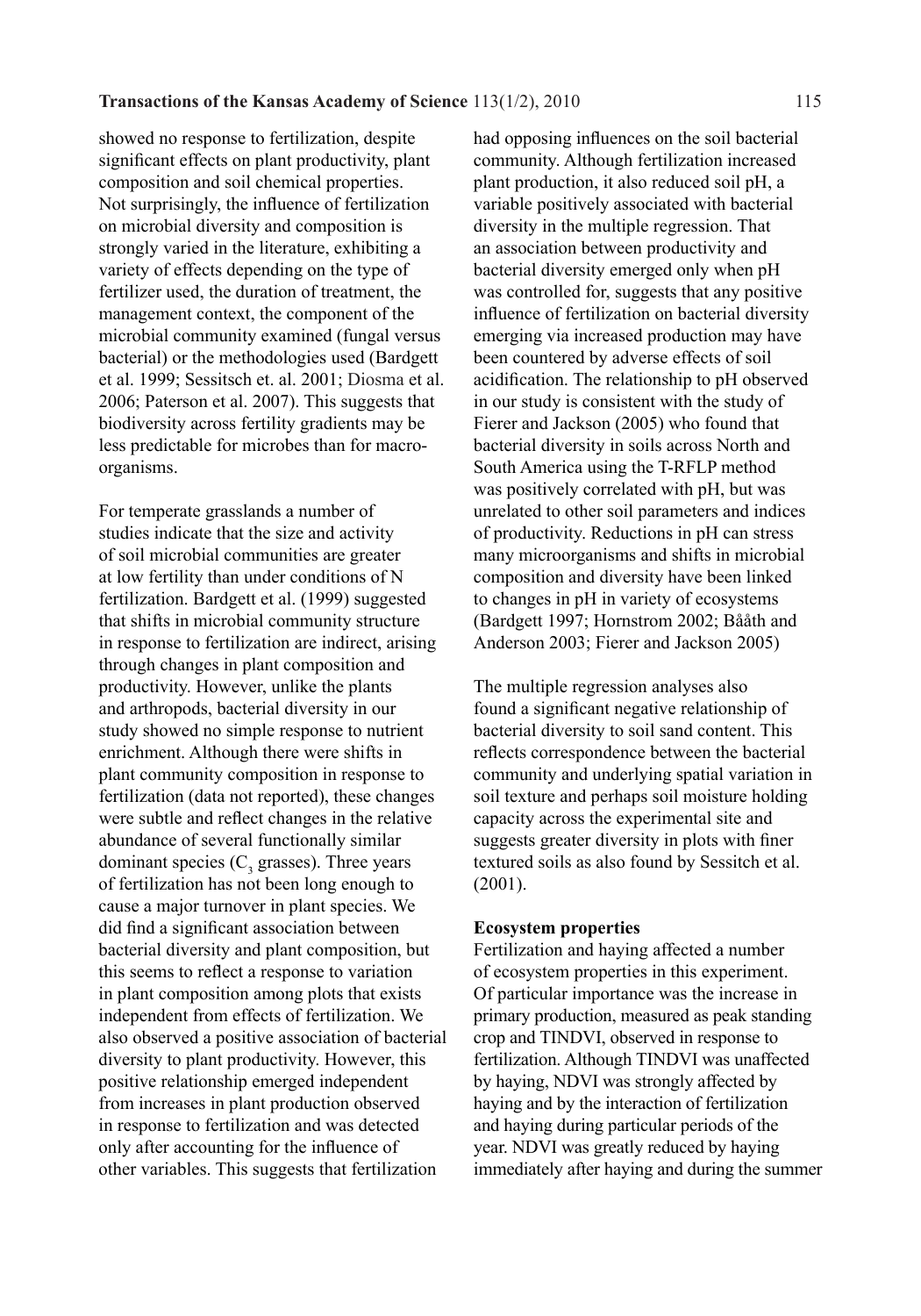showed no response to fertilization, despite significant effects on plant productivity, plant composition and soil chemical properties. Not surprisingly, the influence of fertilization on microbial diversity and composition is strongly varied in the literature, exhibiting a variety of effects depending on the type of fertilizer used, the duration of treatment, the management context, the component of the microbial community examined (fungal versus bacterial) or the methodologies used (Bardgett et al. 1999; Sessitsch et. al. 2001; Diosma et al. 2006; Paterson et al. 2007). This suggests that biodiversity across fertility gradients may be less predictable for microbes than for macro-organisms.

For temperate grasslands a number of studies indicate that the size and activity of soil microbial communities are greater at low fertility than under conditions of N fertilization. Bardgett et al. (1999) suggested that shifts in microbial community structure in response to fertilization are indirect, arising through changes in plant composition and productivity. However, unlike the plants and arthropods, bacterial diversity in our study showed no simple response to nutrient enrichment. Although there were shifts in plant community composition in response to fertilization (data not reported), these changes were subtle and reflect changes in the relative abundance of several functionally similar dominant species ($C_3$ grasses). Three years of fertilization has not been long enough to cause a major turnover in plant species. We did find a significant association between bacterial diversity and plant composition, but this seems to reflect a response to variation in plant composition among plots that exists independent from effects of fertilization. We also observed a positive association of bacterial diversity to plant productivity. However, this positive relationship emerged independent from increases in plant production observed in response to fertilization and was detected only after accounting for the influence of other variables. This suggests that fertilization had opposing influences on the soil bacterial community. Although fertilization increased plant production, it also reduced soil pH, a variable positively associated with bacterial diversity in the multiple regression. That an association between productivity and bacterial diversity emerged only when pH was controlled for, suggests that any positive influence of fertilization on bacterial diversity emerging via increased production may have been countered by adverse effects of soil acidification. The relationship to pH observed in our study is consistent with the study of Fierer and Jackson (2005) who found that bacterial diversity in soils across North and South America using the T-RFLP method was positively correlated with pH, but was unrelated to other soil parameters and indices of productivity. Reductions in pH can stress many microorganisms and shifts in microbial composition and diversity have been linked to changes in pH in variety of ecosystems (Bardgett 1997; Hornstrom 2002; Bååth and Anderson 2003; Fierer and Jackson 2005)

The multiple regression analyses also found a significant negative relationship of bacterial diversity to soil sand content. This reflects correspondence between the bacterial community and underlying spatial variation in soil texture and perhaps soil moisture holding capacity across the experimental site and suggests greater diversity in plots with finer textured soils as also found by Sessitch et al. (2001).

**Ecosystem properties**

Fertilization and haying affected a number of ecosystem properties in this experiment. Of particular importance was the increase in primary production, measured as peak standing crop and TINDVI, observed in response to fertilization. Although TINDVI was unaffected by haying, NDVI was strongly affected by haying and by the interaction of fertilization and haying during particular periods of the year. NDVI was greatly reduced by haying immediately after haying and during the summer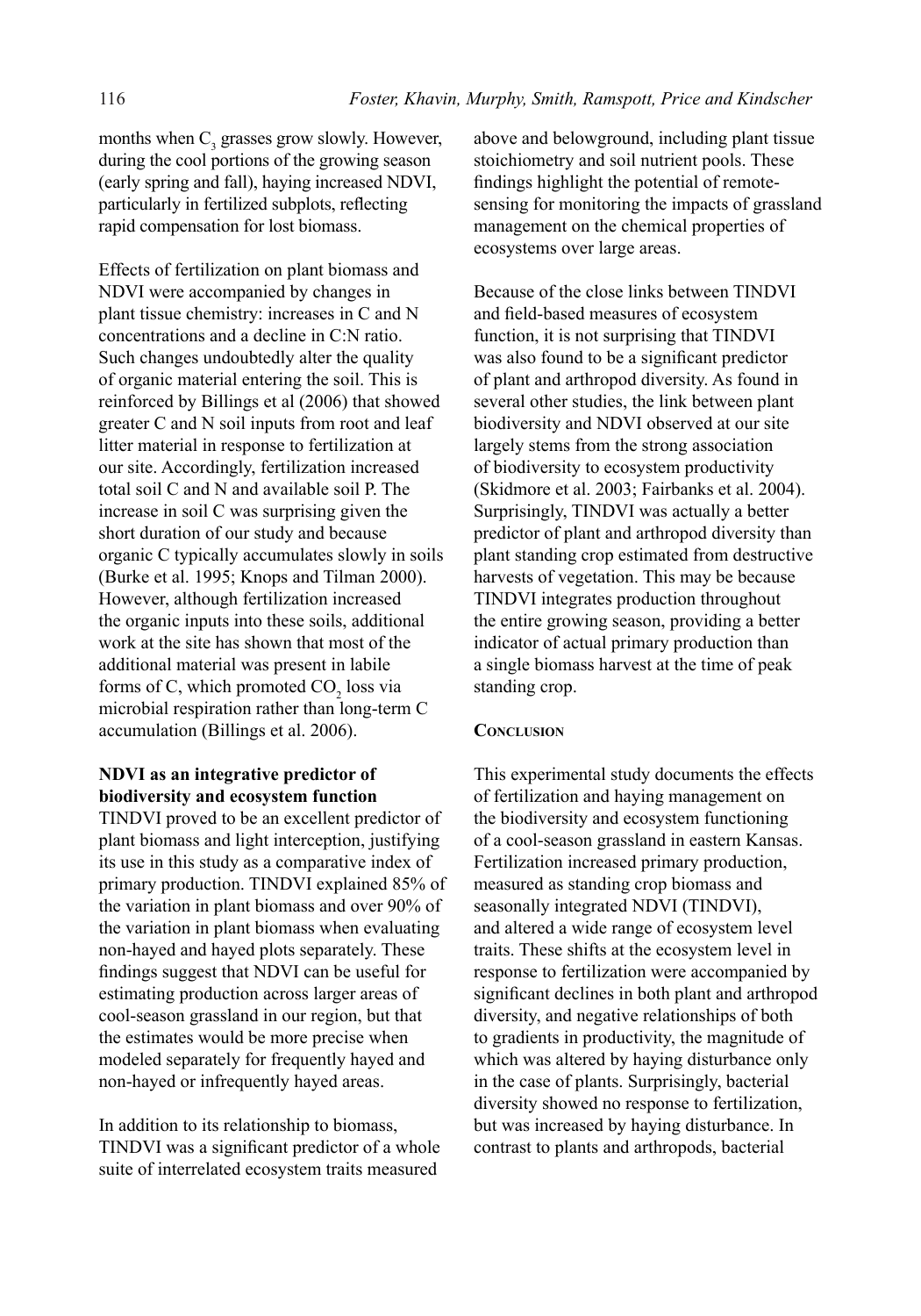months when $C_3$ grasses grow slowly. However, during the cool portions of the growing season (early spring and fall), haying increased NDVI, particularly in fertilized subplots, reflecting rapid compensation for lost biomass.

Effects of fertilization on plant biomass and NDVI were accompanied by changes in plant tissue chemistry: increases in C and N concentrations and a decline in C:N ratio. Such changes undoubtedly alter the quality of organic material entering the soil. This is reinforced by Billings et al (2006) that showed greater C and N soil inputs from root and leaf litter material in response to fertilization at our site. Accordingly, fertilization increased total soil C and N and available soil P. The increase in soil C was surprising given the short duration of our study and because organic C typically accumulates slowly in soils (Burke et al. 1995; Knops and Tilman 2000). However, although fertilization increased the organic inputs into these soils, additional work at the site has shown that most of the additional material was present in labile forms of C, which promoted $CO_2$ loss via microbial respiration rather than long-term C accumulation (Billings et al. 2006).

**NDVI as an integrative predictor of biodiversity and ecosystem function**

TINDVI proved to be an excellent predictor of plant biomass and light interception, justifying its use in this study as a comparative index of primary production. TINDVI explained 85% of the variation in plant biomass and over 90% of the variation in plant biomass when evaluating non-hayed and hayed plots separately. These findings suggest that NDVI can be useful for estimating production across larger areas of cool-season grassland in our region, but that the estimates would be more precise when modeled separately for frequently hayed and non-hayed or infrequently hayed areas.

In addition to its relationship to biomass, TINDVI was a significant predictor of a whole suite of interrelated ecosystem traits measured above and belowground, including plant tissue stoichiometry and soil nutrient pools. These findings highlight the potential of remote-sensing for monitoring the impacts of grassland management on the chemical properties of ecosystems over large areas.

Because of the close links between TINDVI and field-based measures of ecosystem function, it is not surprising that TINDVI was also found to be a significant predictor of plant and arthropod diversity. As found in several other studies, the link between plant biodiversity and NDVI observed at our site largely stems from the strong association of biodiversity to ecosystem productivity (Skidmore et al. 2003; Fairbanks et al. 2004). Surprisingly, TINDVI was actually a better predictor of plant and arthropod diversity than plant standing crop estimated from destructive harvests of vegetation. This may be because TINDVI integrates production throughout the entire growing season, providing a better indicator of actual primary production than a single biomass harvest at the time of peak standing crop.

## Conclusion

This experimental study documents the effects of fertilization and haying management on the biodiversity and ecosystem functioning of a cool-season grassland in eastern Kansas. Fertilization increased primary production, measured as standing crop biomass and seasonally integrated NDVI (TINDVI), and altered a wide range of ecosystem level traits. These shifts at the ecosystem level in response to fertilization were accompanied by significant declines in both plant and arthropod diversity, and negative relationships of both to gradients in productivity, the magnitude of which was altered by haying disturbance only in the case of plants. Surprisingly, bacterial diversity showed no response to fertilization, but was increased by haying disturbance. In contrast to plants and arthropods, bacterial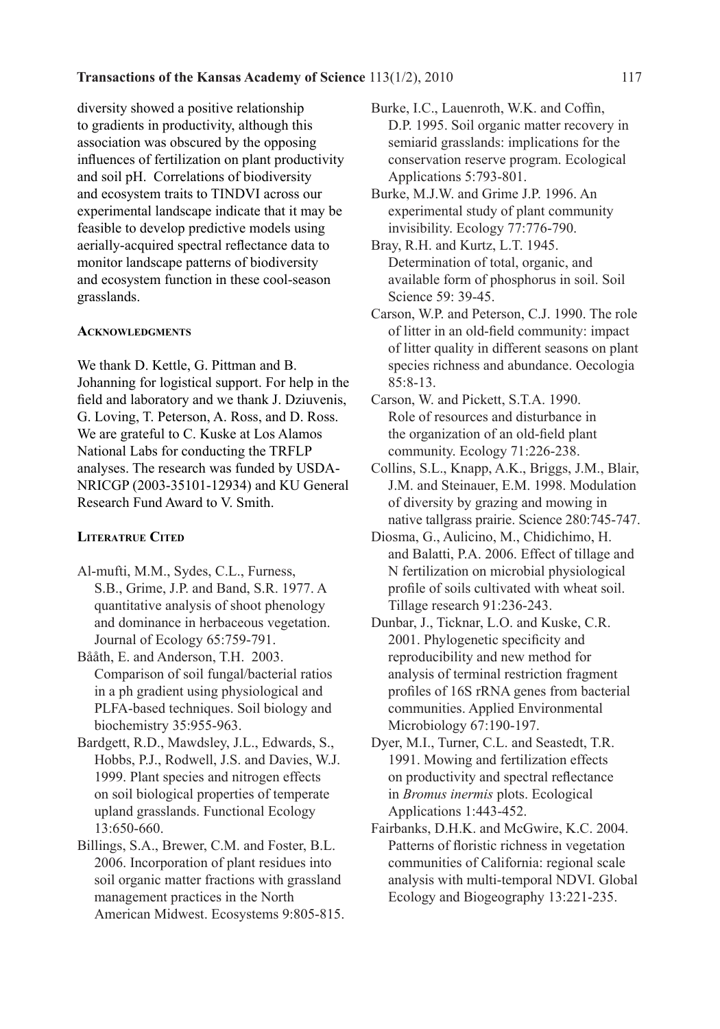diversity showed a positive relationship to gradients in productivity, although this association was obscured by the opposing influences of fertilization on plant productivity and soil pH. Correlations of biodiversity and ecosystem traits to TINDVI across our experimental landscape indicate that it may be feasible to develop predictive models using aerially-acquired spectral reflectance data to monitor landscape patterns of biodiversity and ecosystem function in these cool-season grasslands.

## Acknowledgments

We thank D. Kettle, G. Pittman and B. Johanning for logistical support. For help in the field and laboratory and we thank J. Dziuvenis, G. Loving, T. Peterson, A. Ross, and D. Ross. We are grateful to C. Kuske at Los Alamos National Labs for conducting the TRFLP analyses. The research was funded by USDA-NRICGP (2003-35101-12934) and KU General Research Fund Award to V. Smith.

## Literatrue Cited

Al-mufti, M.M., Sydes, C.L., Furness, S.B., Grime, J.P. and Band, S.R. 1977. A quantitative analysis of shoot phenology and dominance in herbaceous vegetation. Journal of Ecology 65:759-791.

Bååth, E. and Anderson, T.H. 2003. Comparison of soil fungal/bacterial ratios in a ph gradient using physiological and PLFA-based techniques. Soil biology and biochemistry 35:955-963.

Bardgett, R.D., Mawdsley, J.L., Edwards, S., Hobbs, P.J., Rodwell, J.S. and Davies, W.J. 1999. Plant species and nitrogen effects on soil biological properties of temperate upland grasslands. Functional Ecology 13:650-660.

Billings, S.A., Brewer, C.M. and Foster, B.L. 2006. Incorporation of plant residues into soil organic matter fractions with grassland management practices in the North American Midwest. Ecosystems 9:805-815.

Burke, I.C., Lauenroth, W.K. and Coffin, D.P. 1995. Soil organic matter recovery in semiarid grasslands: implications for the conservation reserve program. Ecological Applications 5:793-801.

Burke, M.J.W. and Grime J.P. 1996. An experimental study of plant community invisibility. Ecology 77:776-790.

Bray, R.H. and Kurtz, L.T. 1945. Determination of total, organic, and available form of phosphorus in soil. Soil Science 59: 39-45.

Carson, W.P. and Peterson, C.J. 1990. The role of litter in an old-field community: impact of litter quality in different seasons on plant species richness and abundance. Oecologia 85:8-13.

Carson, W. and Pickett, S.T.A. 1990. Role of resources and disturbance in the organization of an old-field plant community. Ecology 71:226-238.

Collins, S.L., Knapp, A.K., Briggs, J.M., Blair, J.M. and Steinauer, E.M. 1998. Modulation of diversity by grazing and mowing in native tallgrass prairie. Science 280:745-747.

Diosma, G., Aulicino, M., Chidichimo, H. and Balatti, P.A. 2006. Effect of tillage and N fertilization on microbial physiological profile of soils cultivated with wheat soil. Tillage research 91:236-243.

Dunbar, J., Ticknar, L.O. and Kuske, C.R. 2001. Phylogenetic specificity and reproducibility and new method for analysis of terminal restriction fragment profiles of 16S rRNA genes from bacterial communities. Applied Environmental Microbiology 67:190-197.

Dyer, M.I., Turner, C.L. and Seastedt, T.R. 1991. Mowing and fertilization effects on productivity and spectral reflectance in *Bromus inermis* plots. Ecological Applications 1:443-452.

Fairbanks, D.H.K. and McGwire, K.C. 2004. Patterns of floristic richness in vegetation communities of California: regional scale analysis with multi-temporal NDVI. Global Ecology and Biogeography 13:221-235.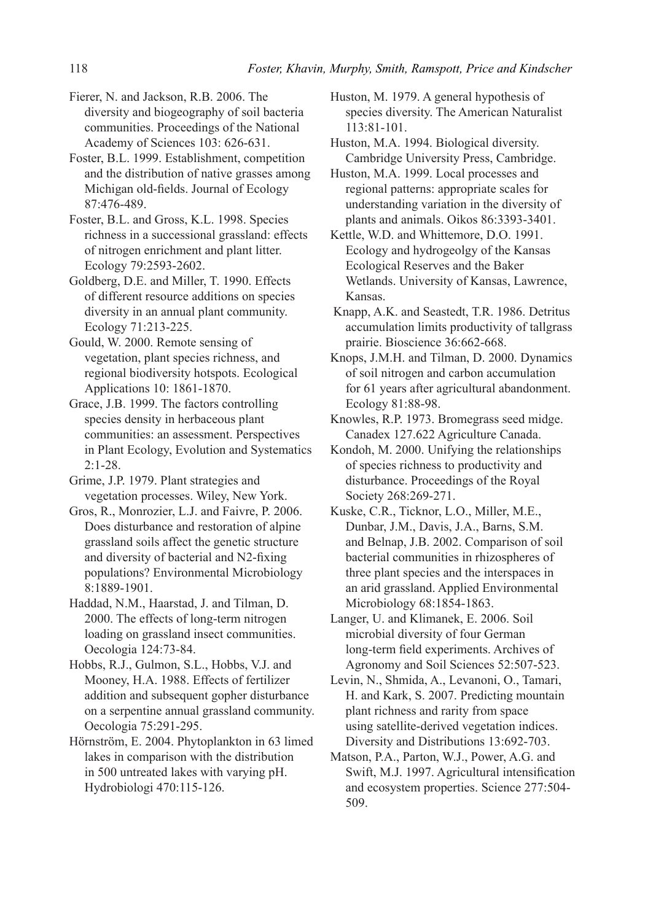Fierer, N. and Jackson, R.B. 2006. The diversity and biogeography of soil bacteria communities. Proceedings of the National Academy of Sciences 103: 626-631.

Foster, B.L. 1999. Establishment, competition and the distribution of native grasses among Michigan old-fields. Journal of Ecology 87:476-489.

Foster, B.L. and Gross, K.L. 1998. Species richness in a successional grassland: effects of nitrogen enrichment and plant litter. Ecology 79:2593-2602.

Goldberg, D.E. and Miller, T. 1990. Effects of different resource additions on species diversity in an annual plant community. Ecology 71:213-225.

Gould, W. 2000. Remote sensing of vegetation, plant species richness, and regional biodiversity hotspots. Ecological Applications 10: 1861-1870.

Grace, J.B. 1999. The factors controlling species density in herbaceous plant communities: an assessment. Perspectives in Plant Ecology, Evolution and Systematics 2:1-28.

Grime, J.P. 1979. Plant strategies and vegetation processes. Wiley, New York.

Gros, R., Monrozier, L.J. and Faivre, P. 2006. Does disturbance and restoration of alpine grassland soils affect the genetic structure and diversity of bacterial and N2-fixing populations? Environmental Microbiology 8:1889-1901.

Haddad, N.M., Haarstad, J. and Tilman, D. 2000. The effects of long-term nitrogen loading on grassland insect communities. Oecologia 124:73-84.

Hobbs, R.J., Gulmon, S.L., Hobbs, V.J. and Mooney, H.A. 1988. Effects of fertilizer addition and subsequent gopher disturbance on a serpentine annual grassland community. Oecologia 75:291-295.

Hörnström, E. 2004. Phytoplankton in 63 limed lakes in comparison with the distribution in 500 untreated lakes with varying pH. Hydrobiologi 470:115-126.

Huston, M. 1979. A general hypothesis of species diversity. The American Naturalist 113:81-101.

Huston, M.A. 1994. Biological diversity. Cambridge University Press, Cambridge.

Huston, M.A. 1999. Local processes and regional patterns: appropriate scales for understanding variation in the diversity of plants and animals. Oikos 86:3393-3401.

Kettle, W.D. and Whittemore, D.O. 1991. Ecology and hydrogeolgy of the Kansas Ecological Reserves and the Baker Wetlands. University of Kansas, Lawrence, Kansas.

Knapp, A.K. and Seastedt, T.R. 1986. Detritus accumulation limits productivity of tallgrass prairie. Bioscience 36:662-668.

Knops, J.M.H. and Tilman, D. 2000. Dynamics of soil nitrogen and carbon accumulation for 61 years after agricultural abandonment. Ecology 81:88-98.

Knowles, R.P. 1973. Bromegrass seed midge. Canadex 127.622 Agriculture Canada.

Kondoh, M. 2000. Unifying the relationships of species richness to productivity and disturbance. Proceedings of the Royal Society 268:269-271.

Kuske, C.R., Ticknor, L.O., Miller, M.E., Dunbar, J.M., Davis, J.A., Barns, S.M. and Belnap, J.B. 2002. Comparison of soil bacterial communities in rhizospheres of three plant species and the interspaces in an arid grassland. Applied Environmental Microbiology 68:1854-1863.

Langer, U. and Klimanek, E. 2006. Soil microbial diversity of four German long-term field experiments. Archives of Agronomy and Soil Sciences 52:507-523.

Levin, N., Shmida, A., Levanoni, O., Tamari, H. and Kark, S. 2007. Predicting mountain plant richness and rarity from space using satellite-derived vegetation indices. Diversity and Distributions 13:692-703.

Matson, P.A., Parton, W.J., Power, A.G. and Swift, M.J. 1997. Agricultural intensification and ecosystem properties. Science 277:504-509.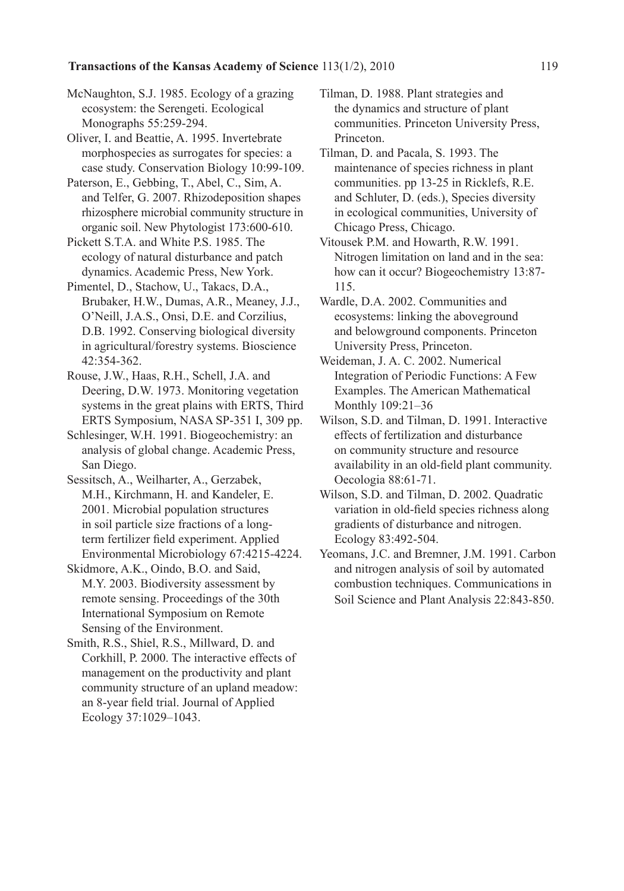McNaughton, S.J. 1985. Ecology of a grazing ecosystem: the Serengeti. Ecological Monographs 55:259-294.

Oliver, I. and Beattie, A. 1995. Invertebrate morphospecies as surrogates for species: a case study. Conservation Biology 10:99-109.

Paterson, E., Gebbing, T., Abel, C., Sim, A. and Telfer, G. 2007. Rhizodeposition shapes rhizosphere microbial community structure in organic soil. New Phytologist 173:600-610.

Pickett S.T.A. and White P.S. 1985. The ecology of natural disturbance and patch dynamics. Academic Press, New York.

Pimentel, D., Stachow, U., Takacs, D.A., Brubaker, H.W., Dumas, A.R., Meaney, J.J., O'Neill, J.A.S., Onsi, D.E. and Corzilius, D.B. 1992. Conserving biological diversity in agricultural/forestry systems. Bioscience 42:354-362.

Rouse, J.W., Haas, R.H., Schell, J.A. and Deering, D.W. 1973. Monitoring vegetation systems in the great plains with ERTS, Third ERTS Symposium, NASA SP-351 I, 309 pp.

Schlesinger, W.H. 1991. Biogeochemistry: an analysis of global change. Academic Press, San Diego.

Sessitsch, A., Weilharter, A., Gerzabek, M.H., Kirchmann, H. and Kandeler, E. 2001. Microbial population structures in soil particle size fractions of a long-term fertilizer field experiment. Applied Environmental Microbiology 67:4215-4224.

Skidmore, A.K., Oindo, B.O. and Said, M.Y. 2003. Biodiversity assessment by remote sensing. Proceedings of the 30th International Symposium on Remote Sensing of the Environment.

Smith, R.S., Shiel, R.S., Millward, D. and Corkhill, P. 2000. The interactive effects of management on the productivity and plant community structure of an upland meadow: an 8-year field trial. Journal of Applied Ecology 37:1029–1043.

Tilman, D. 1988. Plant strategies and the dynamics and structure of plant communities. Princeton University Press, Princeton.

Tilman, D. and Pacala, S. 1993. The maintenance of species richness in plant communities. pp 13-25 in Ricklefs, R.E. and Schluter, D. (eds.), Species diversity in ecological communities, University of Chicago Press, Chicago.

Vitousek P.M. and Howarth, R.W. 1991. Nitrogen limitation on land and in the sea: how can it occur? Biogeochemistry 13:87-115.

Wardle, D.A. 2002. Communities and ecosystems: linking the aboveground and belowground components. Princeton University Press, Princeton.

Weideman, J. A. C. 2002. Numerical Integration of Periodic Functions: A Few Examples. The American Mathematical Monthly 109:21–36

Wilson, S.D. and Tilman, D. 1991. Interactive effects of fertilization and disturbance on community structure and resource availability in an old-field plant community. Oecologia 88:61-71.

Wilson, S.D. and Tilman, D. 2002. Quadratic variation in old-field species richness along gradients of disturbance and nitrogen. Ecology 83:492-504.

Yeomans, J.C. and Bremner, J.M. 1991. Carbon and nitrogen analysis of soil by automated combustion techniques. Communications in Soil Science and Plant Analysis 22:843-850.